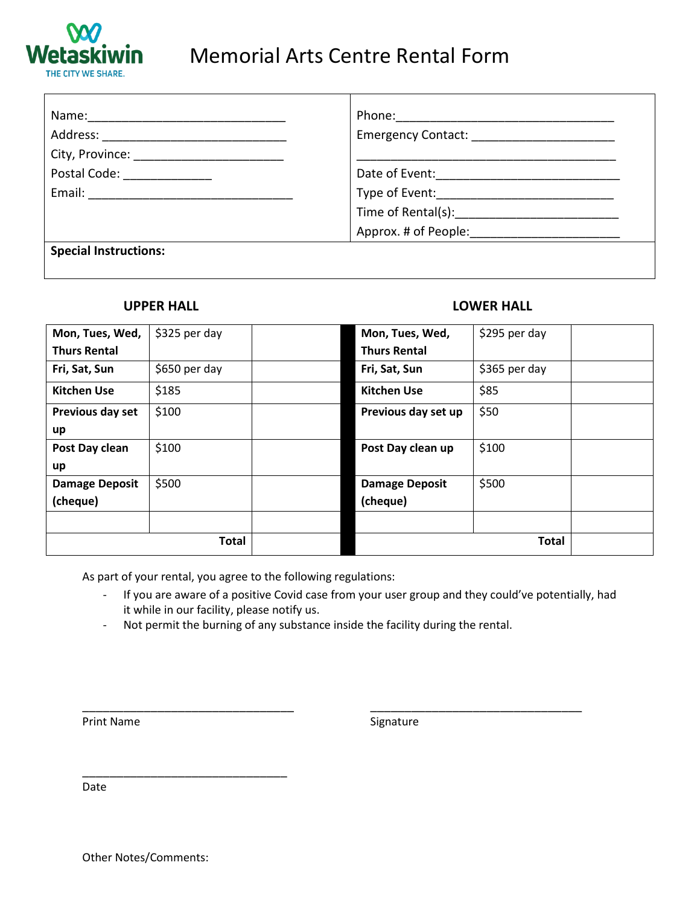# Memorial Arts Centre Rental Form

Wetaskiwin
THE CITY WE SHARE.

| | |
|---|---|
| Name:_____________________________ | Phone:________________________________ |
| Address: ___________________________ | Emergency Contact: ____________________ |
| City, Province: ______________________ | ______________________________________ |
| Postal Code: _____________ | Date of Event:___________________________ |
| Email: ______________________________ | Type of Event:__________________________ |
| | Time of Rental(s):_______________________ |
| | Approx. # of People:_____________________ |

**Special Instructions:**

### UPPER HALL

| | | |
|---|---|---|
| **Mon, Tues, Wed, Thurs Rental** | $325 per day | |
| **Fri, Sat, Sun** | $650 per day | |
| **Kitchen Use** | $185 | |
| **Previous day set up** | $100 | |
| **Post Day clean up** | $100 | |
| **Damage Deposit (cheque)** | $500 | |
| | | |
| | **Total** | |

### LOWER HALL

| | | |
|---|---|---|
| **Mon, Tues, Wed, Thurs Rental** | $295 per day | |
| **Fri, Sat, Sun** | $365 per day | |
| **Kitchen Use** | $85 | |
| **Previous day set up** | $50 | |
| **Post Day clean up** | $100 | |
| **Damage Deposit (cheque)** | $500 | |
| | | |
| | **Total** | |

As part of your rental, you agree to the following regulations:

- If you are aware of a positive Covid case from your user group and they could've potentially, had it while in our facility, please notify us.
- Not permit the burning of any substance inside the facility during the rental.

_________________________________
Print Name

_________________________________
Signature

_________________________________
Date

Other Notes/Comments: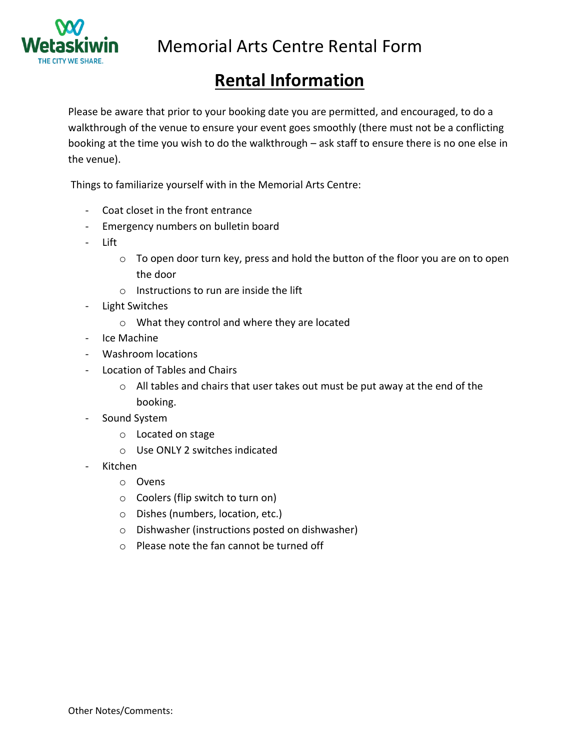# Memorial Arts Centre Rental Form

## Rental Information

Please be aware that prior to your booking date you are permitted, and encouraged, to do a walkthrough of the venue to ensure your event goes smoothly (there must not be a conflicting booking at the time you wish to do the walkthrough – ask staff to ensure there is no one else in the venue).

Things to familiarize yourself with in the Memorial Arts Centre:

- Coat closet in the front entrance
- Emergency numbers on bulletin board
- Lift
  - To open door turn key, press and hold the button of the floor you are on to open the door
  - Instructions to run are inside the lift
- Light Switches
  - What they control and where they are located
- Ice Machine
- Washroom locations
- Location of Tables and Chairs
  - All tables and chairs that user takes out must be put away at the end of the booking.
- Sound System
  - Located on stage
  - Use ONLY 2 switches indicated
- Kitchen
  - Ovens
  - Coolers (flip switch to turn on)
  - Dishes (numbers, location, etc.)
  - Dishwasher (instructions posted on dishwasher)
  - Please note the fan cannot be turned off

Other Notes/Comments: